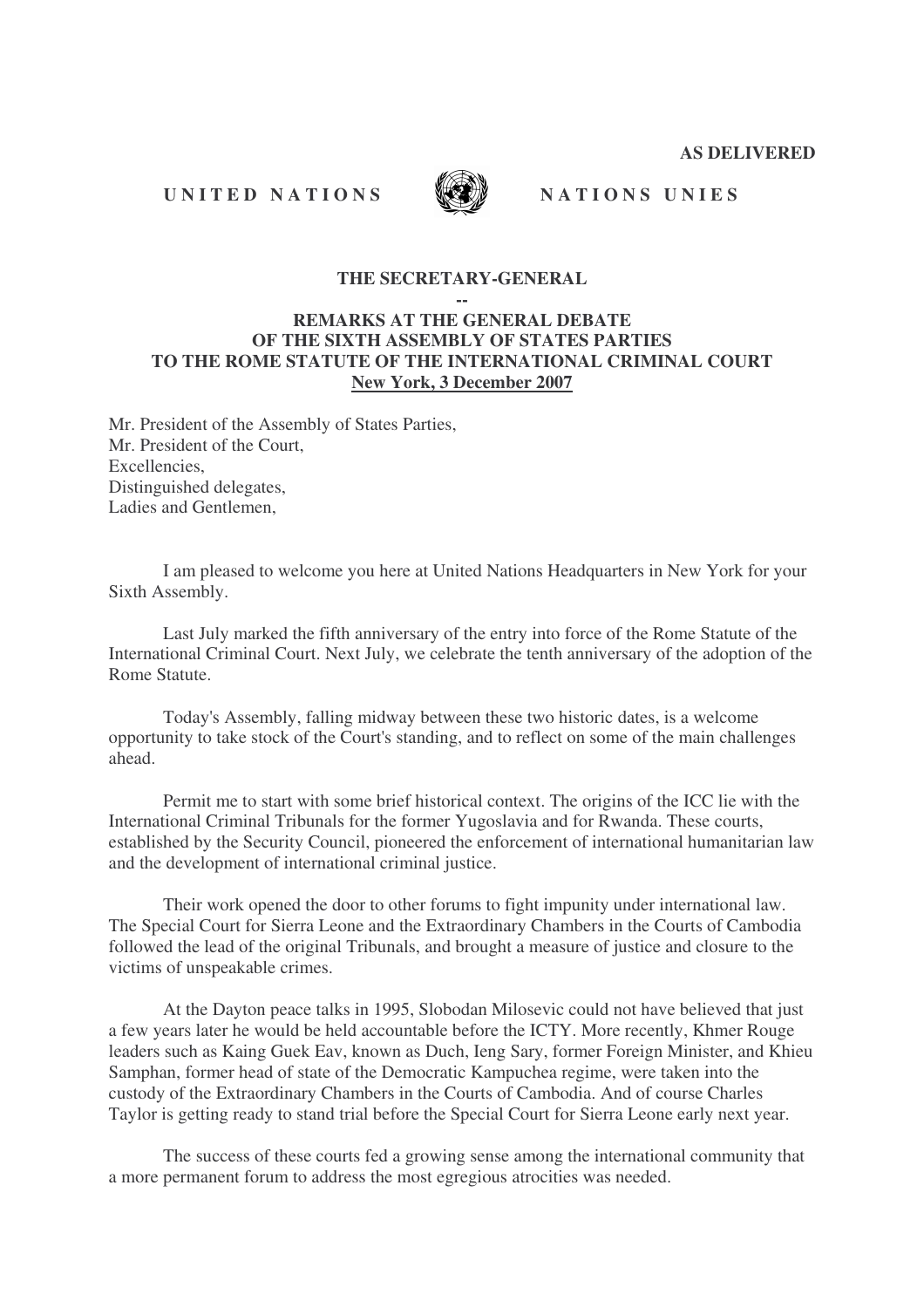**AS DELIVERED**

**UNITED NATIONS** **NATIONS UNIES**

**THE SECRETARY-GENERAL**

**--**

**REMARKS AT THE GENERAL DEBATE OF THE SIXTH ASSEMBLY OF STATES PARTIES TO THE ROME STATUTE OF THE INTERNATIONAL CRIMINAL COURT**

**New York, 3 December 2007**

Mr. President of the Assembly of States Parties,
Mr. President of the Court,
Excellencies,
Distinguished delegates,
Ladies and Gentlemen,

I am pleased to welcome you here at United Nations Headquarters in New York for your Sixth Assembly.

Last July marked the fifth anniversary of the entry into force of the Rome Statute of the International Criminal Court. Next July, we celebrate the tenth anniversary of the adoption of the Rome Statute.

Today's Assembly, falling midway between these two historic dates, is a welcome opportunity to take stock of the Court's standing, and to reflect on some of the main challenges ahead.

Permit me to start with some brief historical context. The origins of the ICC lie with the International Criminal Tribunals for the former Yugoslavia and for Rwanda. These courts, established by the Security Council, pioneered the enforcement of international humanitarian law and the development of international criminal justice.

Their work opened the door to other forums to fight impunity under international law. The Special Court for Sierra Leone and the Extraordinary Chambers in the Courts of Cambodia followed the lead of the original Tribunals, and brought a measure of justice and closure to the victims of unspeakable crimes.

At the Dayton peace talks in 1995, Slobodan Milosevic could not have believed that just a few years later he would be held accountable before the ICTY. More recently, Khmer Rouge leaders such as Kaing Guek Eav, known as Duch, Ieng Sary, former Foreign Minister, and Khieu Samphan, former head of state of the Democratic Kampuchea regime, were taken into the custody of the Extraordinary Chambers in the Courts of Cambodia. And of course Charles Taylor is getting ready to stand trial before the Special Court for Sierra Leone early next year.

The success of these courts fed a growing sense among the international community that a more permanent forum to address the most egregious atrocities was needed.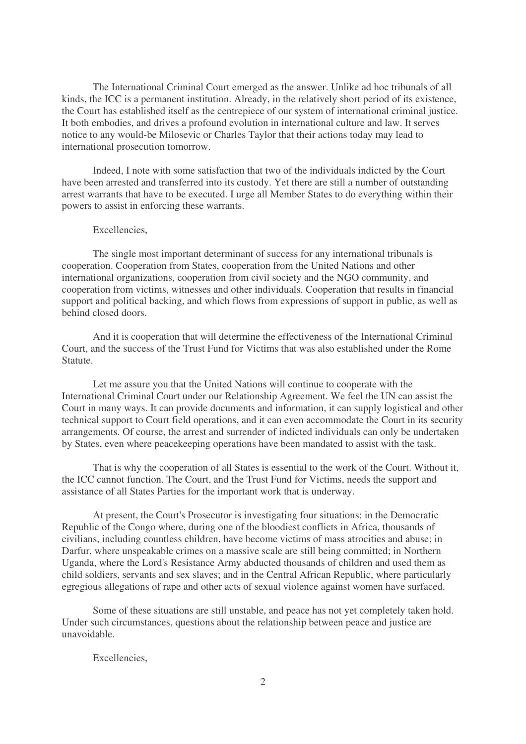The International Criminal Court emerged as the answer. Unlike ad hoc tribunals of all kinds, the ICC is a permanent institution. Already, in the relatively short period of its existence, the Court has established itself as the centrepiece of our system of international criminal justice. It both embodies, and drives a profound evolution in international culture and law. It serves notice to any would-be Milosevic or Charles Taylor that their actions today may lead to international prosecution tomorrow.

Indeed, I note with some satisfaction that two of the individuals indicted by the Court have been arrested and transferred into its custody. Yet there are still a number of outstanding arrest warrants that have to be executed. I urge all Member States to do everything within their powers to assist in enforcing these warrants.

Excellencies,

The single most important determinant of success for any international tribunals is cooperation. Cooperation from States, cooperation from the United Nations and other international organizations, cooperation from civil society and the NGO community, and cooperation from victims, witnesses and other individuals. Cooperation that results in financial support and political backing, and which flows from expressions of support in public, as well as behind closed doors.

And it is cooperation that will determine the effectiveness of the International Criminal Court, and the success of the Trust Fund for Victims that was also established under the Rome Statute.

Let me assure you that the United Nations will continue to cooperate with the International Criminal Court under our Relationship Agreement. We feel the UN can assist the Court in many ways. It can provide documents and information, it can supply logistical and other technical support to Court field operations, and it can even accommodate the Court in its security arrangements. Of course, the arrest and surrender of indicted individuals can only be undertaken by States, even where peacekeeping operations have been mandated to assist with the task.

That is why the cooperation of all States is essential to the work of the Court. Without it, the ICC cannot function. The Court, and the Trust Fund for Victims, needs the support and assistance of all States Parties for the important work that is underway.

At present, the Court's Prosecutor is investigating four situations: in the Democratic Republic of the Congo where, during one of the bloodiest conflicts in Africa, thousands of civilians, including countless children, have become victims of mass atrocities and abuse; in Darfur, where unspeakable crimes on a massive scale are still being committed; in Northern Uganda, where the Lord's Resistance Army abducted thousands of children and used them as child soldiers, servants and sex slaves; and in the Central African Republic, where particularly egregious allegations of rape and other acts of sexual violence against women have surfaced.

Some of these situations are still unstable, and peace has not yet completely taken hold. Under such circumstances, questions about the relationship between peace and justice are unavoidable.

Excellencies,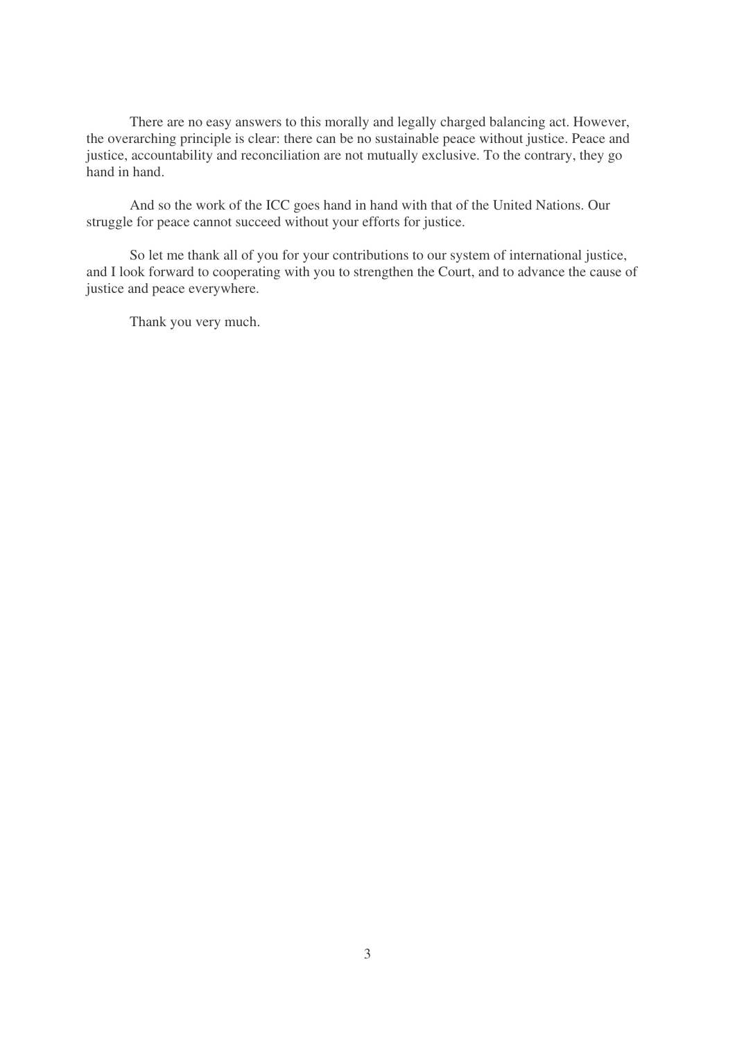There are no easy answers to this morally and legally charged balancing act. However, the overarching principle is clear: there can be no sustainable peace without justice. Peace and justice, accountability and reconciliation are not mutually exclusive. To the contrary, they go hand in hand.

And so the work of the ICC goes hand in hand with that of the United Nations. Our struggle for peace cannot succeed without your efforts for justice.

So let me thank all of you for your contributions to our system of international justice, and I look forward to cooperating with you to strengthen the Court, and to advance the cause of justice and peace everywhere.

Thank you very much.